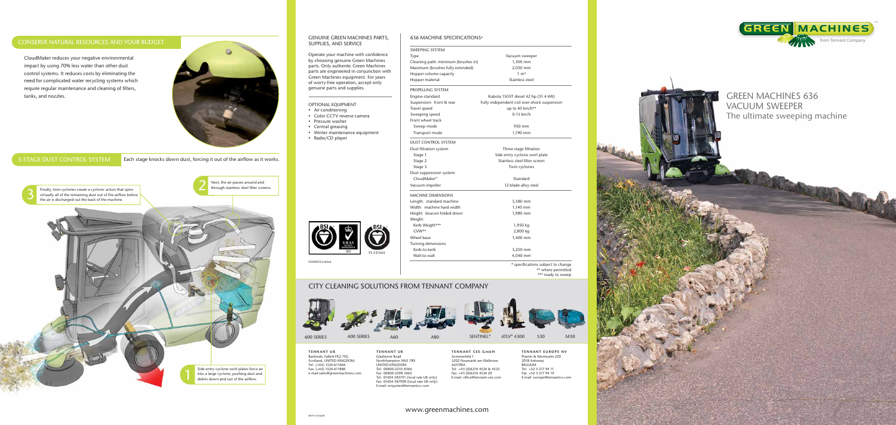## CONSERVE NATURAL RESOURCES AND YOUR BUDGET

CloudMaker reduces your negative environmental impact by using 70% less water than other dust control systems. It reduces costs by eliminating the need for complicated water recycling systems which require regular maintenance and cleaning of filters, tanks, and nozzles.

## 3-STAGE DUST CONTROL SYSTEM

Each stage knocks down dust, forcing it out of the airflow as it works.

1. Side entry cyclone swirl plates force air into a large cyclone, pushing dust and debris down and out of the airflow.
2. Next, the air passes around and through stainless steel filter screens.
3. Finally, twin cyclones create a cyclonic action that spins virtually all of the remaining dust out of the airflow before the air is discharged out the back of the machine.

## GENUINE GREEN MACHINES PARTS, SUPPLIES, AND SERVICE

Operate your machine with confidence by choosing genuine Green Machines parts. Only authentic Green Machines parts are engineered in conjunction with Green Machines equipment. For years of worry-free operation, accept only genuine parts and supplies.

## OPTIONAL EQUIPMENT

- Air conditioning
- Color CCTV reverse camera
- Pressure washer
- Central greasing
- Winter maintenance equipment
- Radio/CD player

FS 531563

ISO9001Certified

## 636 MACHINE SPECIFICATIONS*

| | |
|---|---|
| **SWEEPING SYSTEM** | |
| Type | Vacuum sweeper |
| Cleaning path: minimum (brushes in) | 1,300 mm |
| Maximum (brushes fully extended) | 2,050 mm |
| Hopper volume capacity | 1 m³ |
| Hopper material | Stainless steel |
| **PROPELLING SYSTEM** | |
| Engine-standard | Kubota 1505T diesel 42 hp (31.4 kW) |
| Suspension: front & rear | Fully independent coil over-shock suspension |
| Travel speed | up to 40 km/h** |
| Sweeping speed | 0-13 km/h |
| Front wheel track | |
| Sweep mode | 950 mm |
| Transport mode | 1,190 mm |
| **DUST CONTROL SYSTEM** | |
| Dust filtration system | Three stage filtration |
| Stage 1 | Side entry cyclone swirl plate |
| Stage 2 | Stainless steel filter screen |
| Stage 3 | Twin cyclones |
| Dust suppression system | |
| CloudMaker™ | Standard |
| Vacuum impeller | 12 blade alloy steel |
| **MACHINE DIMENSIONS** | |
| Length: standard machine | 3,580 mm |
| Width: machine hard width | 1,140 mm |
| Height: beacon folded down | 1,980 mm |
| Weight: | |
| Kerb Weight*** | 1,950 kg |
| GVW** | 2,800 kg |
| Wheel base | 1,400 mm |
| Turning dimensions | |
| Kerb-to-kerb | 3,250 mm |
| Wall-to-wall | 4,040 mm |

\* specifications subject to change
\*\* where permitted
\*\*\* ready to sweep

## CITY CLEANING SOLUTIONS FROM TENNANT COMPANY

600 SERIES | 400 SERIES | A60 | A80 | SENTINEL® | ATLV® 4300 | S30 | M30

**TENNANT UK**
Bankside, Falkirk FK2 7XE,
Scotland, UNITED KINGDOM
Tel: (+44) 1324-611666
Fax: (+44) 1324-611886
e-mail:sales@greenmachines.com

**TENNANT UK**
Gladstone Road
Northhampton NN5 7RX
UNITED KINGDOM
Tel: 00800-2255 8366
Fax: 00800-3298 3662
Tel: 01604 583191 (local rate UK only)
Fax: 01604 587909 (local rate UK only)
E-mail: enquiries@tennantco.com

**TENNANT CEE GmbH**
Sommerfeld 1
3202 Neumarkt am Wallersee
AUSTRIA
Tel: +43 (0)6216 4524 & 4525
Fax: +43 (0)6216 4524 20
E-mail: office@tennant-cee.com

**TENNANT EUROPE NV**
Plantin & Moretuslei 220
2018 Antwerp
BELGIUM
Tel: +32 3 217 94 11
Fax: +32 3 217 94 19
E-mail: europe@tennantco.com

www.greenmachines.com

# GREEN MACHINES 636 VACUUM SWEEPER

The ultimate sweeping machine

GREEN MACHINES from Tennant Company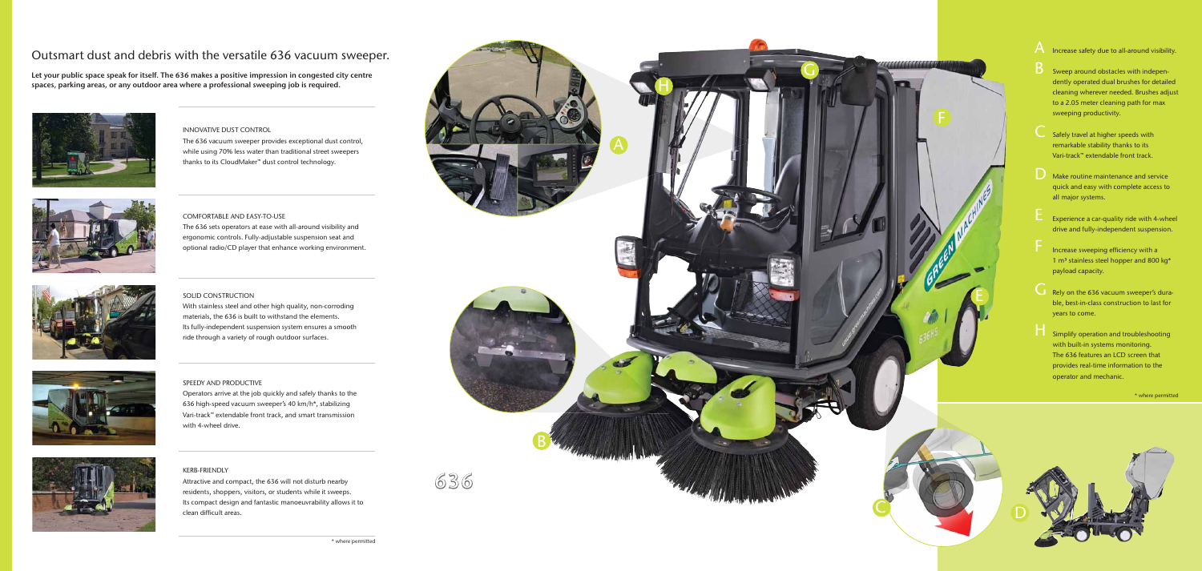# Outsmart dust and debris with the versatile 636 vacuum sweeper.

**Let your public space speak for itself. The 636 makes a positive impression in congested city centre spaces, parking areas, or any outdoor area where a professional sweeping job is required.**

INNOVATIVE DUST CONTROL

The 636 vacuum sweeper provides exceptional dust control, while using 70% less water than traditional street sweepers thanks to its CloudMaker™ dust control technology.

COMFORTABLE AND EASY-TO-USE

The 636 sets operators at ease with all-around visibility and ergonomic controls. Fully-adjustable suspension seat and optional radio/CD player that enhance working environment.

SOLID CONSTRUCTION

With stainless steel and other high quality, non-corroding materials, the 636 is built to withstand the elements. Its fully-independent suspension system ensures a smooth ride through a variety of rough outdoor surfaces.

SPEEDY AND PRODUCTIVE

Operators arrive at the job quickly and safely thanks to the 636 high-speed vacuum sweeper's 40 km/h*, stabilizing Vari-track™ extendable front track, and smart transmission with 4-wheel drive.

KERB-FRIENDLY

Attractive and compact, the 636 will not disturb nearby residents, shoppers, visitors, or students while it sweeps. Its compact design and fantastic manoeuvrability allows it to clean difficult areas.

\* where permitted

636

A Increase safety due to all-around visibility.

B Sweep around obstacles with independently operated dual brushes for detailed cleaning wherever needed. Brushes adjust to a 2.05 meter cleaning path for max sweeping productivity.

C Safely travel at higher speeds with remarkable stability thanks to its Vari-track™ extendable front track.

D Make routine maintenance and service quick and easy with complete access to all major systems.

E Experience a car-quality ride with 4-wheel drive and fully-independent suspension.

F Increase sweeping efficiency with a 1 m³ stainless steel hopper and 800 kg* payload capacity.

G Rely on the 636 vacuum sweeper's durable, best-in-class construction to last for years to come.

H Simplify operation and troubleshooting with built-in systems monitoring. The 636 features an LCD screen that provides real-time information to the operator and mechanic.

\* where permitted